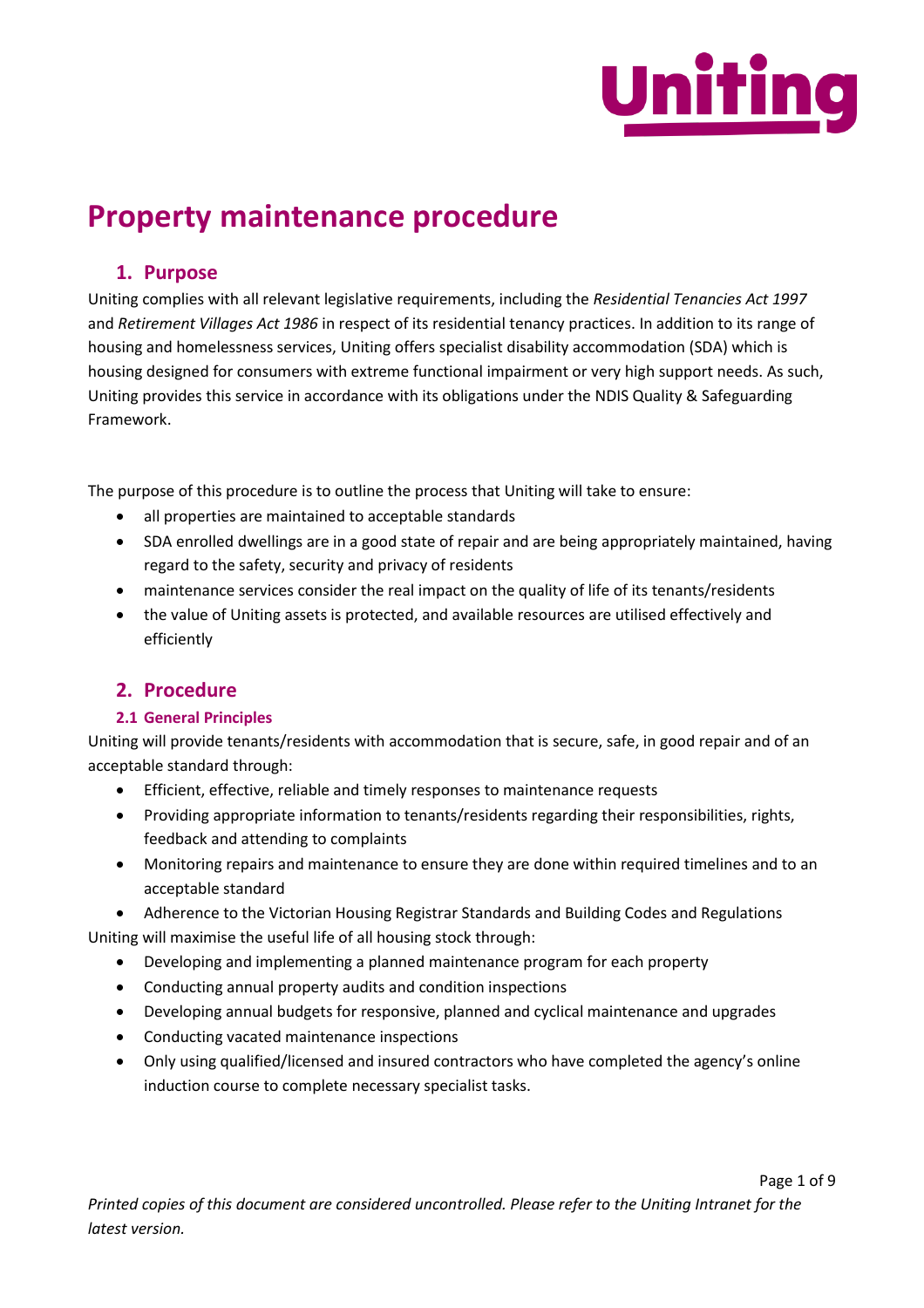# Property maintenance procedure

## 1. Purpose

Uniting complies with all relevant legislative requirements, including the *Residential Tenancies Act 1997* and *Retirement Villages Act 1986* in respect of its residential tenancy practices. In addition to its range of housing and homelessness services, Uniting offers specialist disability accommodation (SDA) which is housing designed for consumers with extreme functional impairment or very high support needs. As such, Uniting provides this service in accordance with its obligations under the NDIS Quality & Safeguarding Framework.

The purpose of this procedure is to outline the process that Uniting will take to ensure:

- all properties are maintained to acceptable standards
- SDA enrolled dwellings are in a good state of repair and are being appropriately maintained, having regard to the safety, security and privacy of residents
- maintenance services consider the real impact on the quality of life of its tenants/residents
- the value of Uniting assets is protected, and available resources are utilised effectively and efficiently

## 2. Procedure

### 2.1 General Principles

Uniting will provide tenants/residents with accommodation that is secure, safe, in good repair and of an acceptable standard through:

- Efficient, effective, reliable and timely responses to maintenance requests
- Providing appropriate information to tenants/residents regarding their responsibilities, rights, feedback and attending to complaints
- Monitoring repairs and maintenance to ensure they are done within required timelines and to an acceptable standard
- Adherence to the Victorian Housing Registrar Standards and Building Codes and Regulations

Uniting will maximise the useful life of all housing stock through:

- Developing and implementing a planned maintenance program for each property
- Conducting annual property audits and condition inspections
- Developing annual budgets for responsive, planned and cyclical maintenance and upgrades
- Conducting vacated maintenance inspections
- Only using qualified/licensed and insured contractors who have completed the agency's online induction course to complete necessary specialist tasks.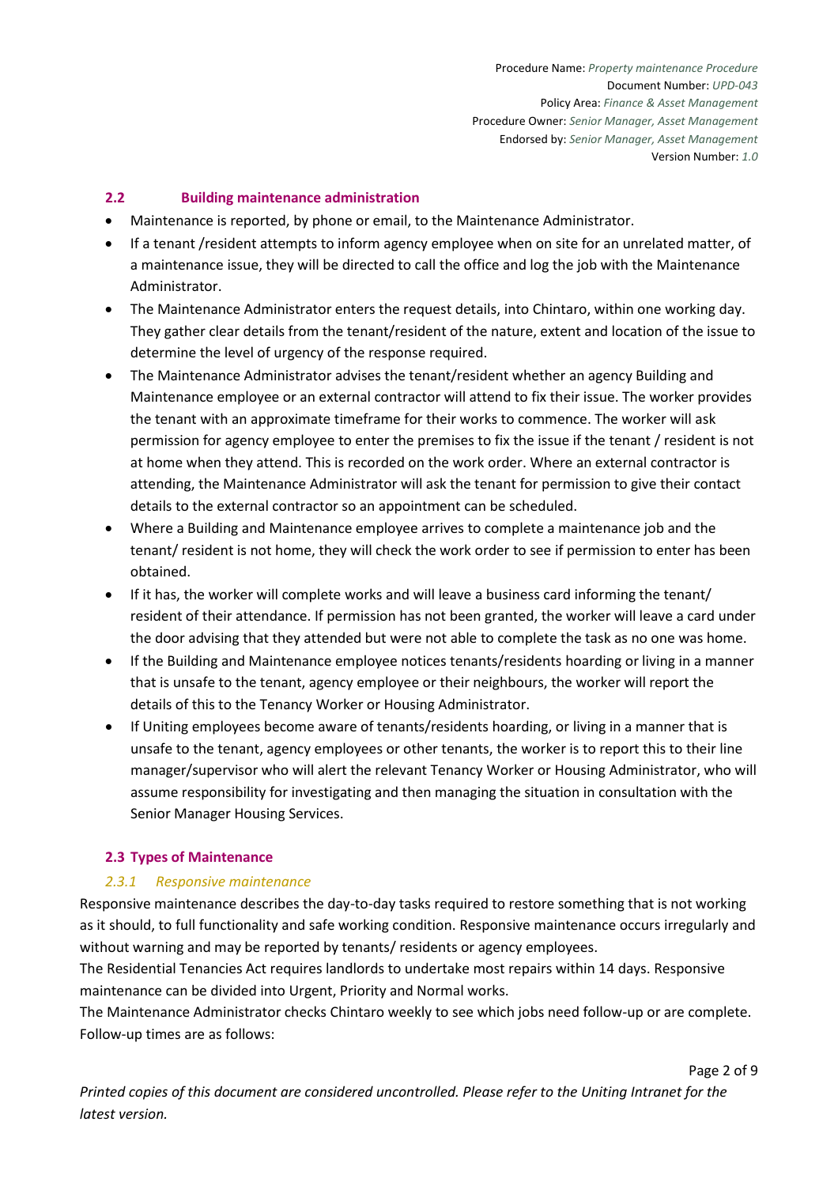### 2.2 Building maintenance administration

- Maintenance is reported, by phone or email, to the Maintenance Administrator.
- If a tenant /resident attempts to inform agency employee when on site for an unrelated matter, of a maintenance issue, they will be directed to call the office and log the job with the Maintenance Administrator.
- The Maintenance Administrator enters the request details, into Chintaro, within one working day. They gather clear details from the tenant/resident of the nature, extent and location of the issue to determine the level of urgency of the response required.
- The Maintenance Administrator advises the tenant/resident whether an agency Building and Maintenance employee or an external contractor will attend to fix their issue. The worker provides the tenant with an approximate timeframe for their works to commence. The worker will ask permission for agency employee to enter the premises to fix the issue if the tenant / resident is not at home when they attend. This is recorded on the work order. Where an external contractor is attending, the Maintenance Administrator will ask the tenant for permission to give their contact details to the external contractor so an appointment can be scheduled.
- Where a Building and Maintenance employee arrives to complete a maintenance job and the tenant/ resident is not home, they will check the work order to see if permission to enter has been obtained.
- If it has, the worker will complete works and will leave a business card informing the tenant/ resident of their attendance. If permission has not been granted, the worker will leave a card under the door advising that they attended but were not able to complete the task as no one was home.
- If the Building and Maintenance employee notices tenants/residents hoarding or living in a manner that is unsafe to the tenant, agency employee or their neighbours, the worker will report the details of this to the Tenancy Worker or Housing Administrator.
- If Uniting employees become aware of tenants/residents hoarding, or living in a manner that is unsafe to the tenant, agency employees or other tenants, the worker is to report this to their line manager/supervisor who will alert the relevant Tenancy Worker or Housing Administrator, who will assume responsibility for investigating and then managing the situation in consultation with the Senior Manager Housing Services.

### 2.3 Types of Maintenance

#### *2.3.1 Responsive maintenance*

Responsive maintenance describes the day-to-day tasks required to restore something that is not working as it should, to full functionality and safe working condition. Responsive maintenance occurs irregularly and without warning and may be reported by tenants/ residents or agency employees.

The Residential Tenancies Act requires landlords to undertake most repairs within 14 days. Responsive maintenance can be divided into Urgent, Priority and Normal works.

The Maintenance Administrator checks Chintaro weekly to see which jobs need follow-up or are complete. Follow-up times are as follows:

*Printed copies of this document are considered uncontrolled. Please refer to the Uniting Intranet for the latest version.*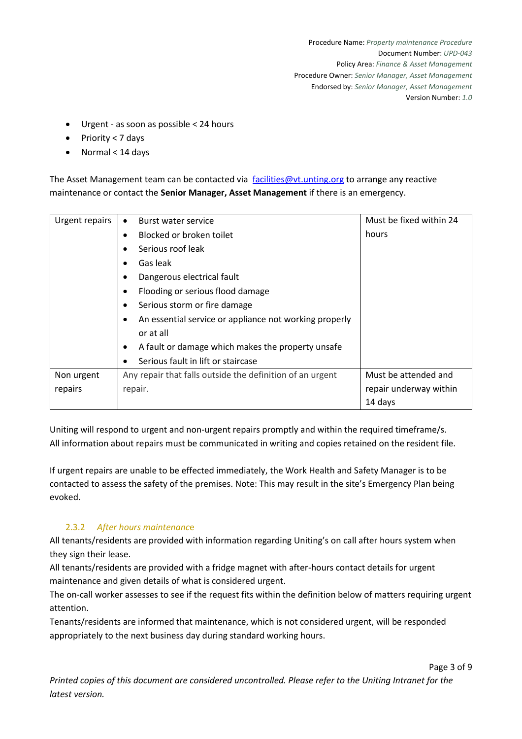- Urgent - as soon as possible < 24 hours
- Priority < 7 days
- Normal < 14 days

The Asset Management team can be contacted via [facilities@vt.unting.org](mailto:facilities@vt.unting.org) to arrange any reactive maintenance or contact the **Senior Manager, Asset Management** if there is an emergency.

| | | |
|---|---|---|
| Urgent repairs | • Burst water service<br>• Blocked or broken toilet<br>• Serious roof leak<br>• Gas leak<br>• Dangerous electrical fault<br>• Flooding or serious flood damage<br>• Serious storm or fire damage<br>• An essential service or appliance not working properly or at all<br>• A fault or damage which makes the property unsafe<br>• Serious fault in lift or staircase | Must be fixed within 24 hours |
| Non urgent repairs | Any repair that falls outside the definition of an urgent repair. | Must be attended and repair underway within 14 days |

Uniting will respond to urgent and non-urgent repairs promptly and within the required timeframe/s. All information about repairs must be communicated in writing and copies retained on the resident file.

If urgent repairs are unable to be effected immediately, the Work Health and Safety Manager is to be contacted to assess the safety of the premises. Note: This may result in the site's Emergency Plan being evoked.

### 2.3.2 *After hours maintenance*

All tenants/residents are provided with information regarding Uniting's on call after hours system when they sign their lease.

All tenants/residents are provided with a fridge magnet with after-hours contact details for urgent maintenance and given details of what is considered urgent.

The on-call worker assesses to see if the request fits within the definition below of matters requiring urgent attention.

Tenants/residents are informed that maintenance, which is not considered urgent, will be responded appropriately to the next business day during standard working hours.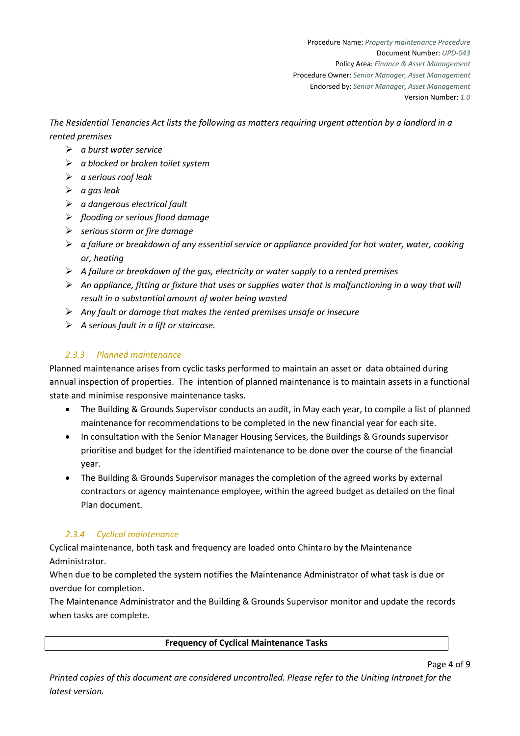*The Residential Tenancies Act lists the following as matters requiring urgent attention by a landlord in a rented premises*

- *a burst water service*
- *a blocked or broken toilet system*
- *a serious roof leak*
- *a gas leak*
- *a dangerous electrical fault*
- *flooding or serious flood damage*
- *serious storm or fire damage*
- *a failure or breakdown of any essential service or appliance provided for hot water, water, cooking or, heating*
- *A failure or breakdown of the gas, electricity or water supply to a rented premises*
- *An appliance, fitting or fixture that uses or supplies water that is malfunctioning in a way that will result in a substantial amount of water being wasted*
- *Any fault or damage that makes the rented premises unsafe or insecure*
- *A serious fault in a lift or staircase.*

### *2.3.3 Planned maintenance*

Planned maintenance arises from cyclic tasks performed to maintain an asset or data obtained during annual inspection of properties. The intention of planned maintenance is to maintain assets in a functional state and minimise responsive maintenance tasks.

- The Building & Grounds Supervisor conducts an audit, in May each year, to compile a list of planned maintenance for recommendations to be completed in the new financial year for each site.
- In consultation with the Senior Manager Housing Services, the Buildings & Grounds supervisor prioritise and budget for the identified maintenance to be done over the course of the financial year.
- The Building & Grounds Supervisor manages the completion of the agreed works by external contractors or agency maintenance employee, within the agreed budget as detailed on the final Plan document.

### *2.3.4 Cyclical maintenance*

Cyclical maintenance, both task and frequency are loaded onto Chintaro by the Maintenance Administrator.

When due to be completed the system notifies the Maintenance Administrator of what task is due or overdue for completion.

The Maintenance Administrator and the Building & Grounds Supervisor monitor and update the records when tasks are complete.

| **Frequency of Cyclical Maintenance Tasks** |
|---|

*Printed copies of this document are considered uncontrolled. Please refer to the Uniting Intranet for the latest version.*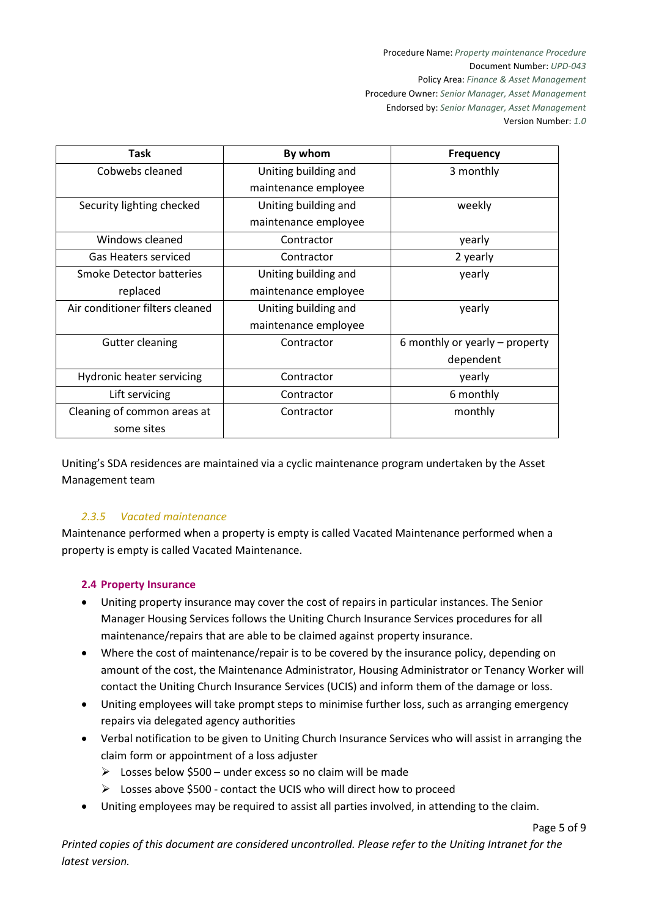| Task | By whom | Frequency |
|---|---|---|
| Cobwebs cleaned | Uniting building and maintenance employee | 3 monthly |
| Security lighting checked | Uniting building and maintenance employee | weekly |
| Windows cleaned | Contractor | yearly |
| Gas Heaters serviced | Contractor | 2 yearly |
| Smoke Detector batteries replaced | Uniting building and maintenance employee | yearly |
| Air conditioner filters cleaned | Uniting building and maintenance employee | yearly |
| Gutter cleaning | Contractor | 6 monthly or yearly – property dependent |
| Hydronic heater servicing | Contractor | yearly |
| Lift servicing | Contractor | 6 monthly |
| Cleaning of common areas at some sites | Contractor | monthly |

Uniting's SDA residences are maintained via a cyclic maintenance program undertaken by the Asset Management team

#### *2.3.5 Vacated maintenance*

Maintenance performed when a property is empty is called Vacated Maintenance performed when a property is empty is called Vacated Maintenance.

### 2.4 Property Insurance

- Uniting property insurance may cover the cost of repairs in particular instances. The Senior Manager Housing Services follows the Uniting Church Insurance Services procedures for all maintenance/repairs that are able to be claimed against property insurance.
- Where the cost of maintenance/repair is to be covered by the insurance policy, depending on amount of the cost, the Maintenance Administrator, Housing Administrator or Tenancy Worker will contact the Uniting Church Insurance Services (UCIS) and inform them of the damage or loss.
- Uniting employees will take prompt steps to minimise further loss, such as arranging emergency repairs via delegated agency authorities
- Verbal notification to be given to Uniting Church Insurance Services who will assist in arranging the claim form or appointment of a loss adjuster
  - Losses below $500 – under excess so no claim will be made
  - Losses above $500 - contact the UCIS who will direct how to proceed
- Uniting employees may be required to assist all parties involved, in attending to the claim.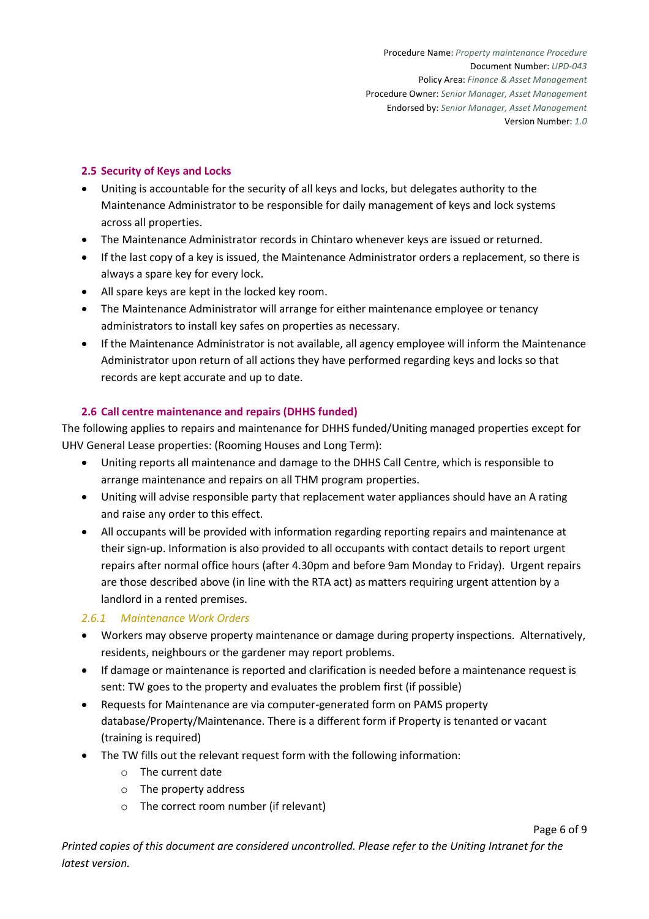### 2.5 Security of Keys and Locks

- Uniting is accountable for the security of all keys and locks, but delegates authority to the Maintenance Administrator to be responsible for daily management of keys and lock systems across all properties.
- The Maintenance Administrator records in Chintaro whenever keys are issued or returned.
- If the last copy of a key is issued, the Maintenance Administrator orders a replacement, so there is always a spare key for every lock.
- All spare keys are kept in the locked key room.
- The Maintenance Administrator will arrange for either maintenance employee or tenancy administrators to install key safes on properties as necessary.
- If the Maintenance Administrator is not available, all agency employee will inform the Maintenance Administrator upon return of all actions they have performed regarding keys and locks so that records are kept accurate and up to date.

### 2.6 Call centre maintenance and repairs (DHHS funded)

The following applies to repairs and maintenance for DHHS funded/Uniting managed properties except for UHV General Lease properties: (Rooming Houses and Long Term):

- Uniting reports all maintenance and damage to the DHHS Call Centre, which is responsible to arrange maintenance and repairs on all THM program properties.
- Uniting will advise responsible party that replacement water appliances should have an A rating and raise any order to this effect.
- All occupants will be provided with information regarding reporting repairs and maintenance at their sign-up. Information is also provided to all occupants with contact details to report urgent repairs after normal office hours (after 4.30pm and before 9am Monday to Friday). Urgent repairs are those described above (in line with the RTA act) as matters requiring urgent attention by a landlord in a rented premises.

#### *2.6.1 Maintenance Work Orders*

- Workers may observe property maintenance or damage during property inspections. Alternatively, residents, neighbours or the gardener may report problems.
- If damage or maintenance is reported and clarification is needed before a maintenance request is sent: TW goes to the property and evaluates the problem first (if possible)
- Requests for Maintenance are via computer-generated form on PAMS property database/Property/Maintenance. There is a different form if Property is tenanted or vacant (training is required)
- The TW fills out the relevant request form with the following information:
  - The current date
  - The property address
  - The correct room number (if relevant)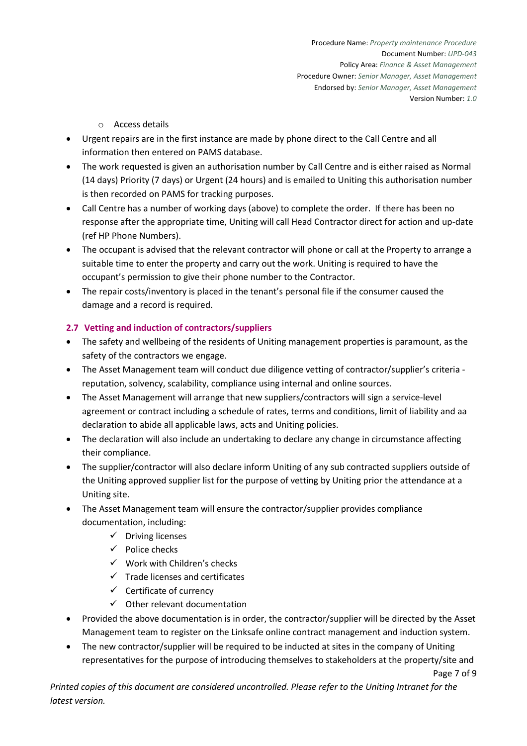- Access details
- Urgent repairs are in the first instance are made by phone direct to the Call Centre and all information then entered on PAMS database.
- The work requested is given an authorisation number by Call Centre and is either raised as Normal (14 days) Priority (7 days) or Urgent (24 hours) and is emailed to Uniting this authorisation number is then recorded on PAMS for tracking purposes.
- Call Centre has a number of working days (above) to complete the order. If there has been no response after the appropriate time, Uniting will call Head Contractor direct for action and up-date (ref HP Phone Numbers).
- The occupant is advised that the relevant contractor will phone or call at the Property to arrange a suitable time to enter the property and carry out the work. Uniting is required to have the occupant's permission to give their phone number to the Contractor.
- The repair costs/inventory is placed in the tenant's personal file if the consumer caused the damage and a record is required.

### 2.7 Vetting and induction of contractors/suppliers

- The safety and wellbeing of the residents of Uniting management properties is paramount, as the safety of the contractors we engage.
- The Asset Management team will conduct due diligence vetting of contractor/supplier's criteria - reputation, solvency, scalability, compliance using internal and online sources.
- The Asset Management will arrange that new suppliers/contractors will sign a service-level agreement or contract including a schedule of rates, terms and conditions, limit of liability and aa declaration to abide all applicable laws, acts and Uniting policies.
- The declaration will also include an undertaking to declare any change in circumstance affecting their compliance.
- The supplier/contractor will also declare inform Uniting of any sub contracted suppliers outside of the Uniting approved supplier list for the purpose of vetting by Uniting prior the attendance at a Uniting site.
- The Asset Management team will ensure the contractor/supplier provides compliance documentation, including:
  - ✓ Driving licenses
  - ✓ Police checks
  - ✓ Work with Children's checks
  - ✓ Trade licenses and certificates
  - ✓ Certificate of currency
  - ✓ Other relevant documentation
- Provided the above documentation is in order, the contractor/supplier will be directed by the Asset Management team to register on the Linksafe online contract management and induction system.
- The new contractor/supplier will be required to be inducted at sites in the company of Uniting representatives for the purpose of introducing themselves to stakeholders at the property/site and

*Printed copies of this document are considered uncontrolled. Please refer to the Uniting Intranet for the latest version.*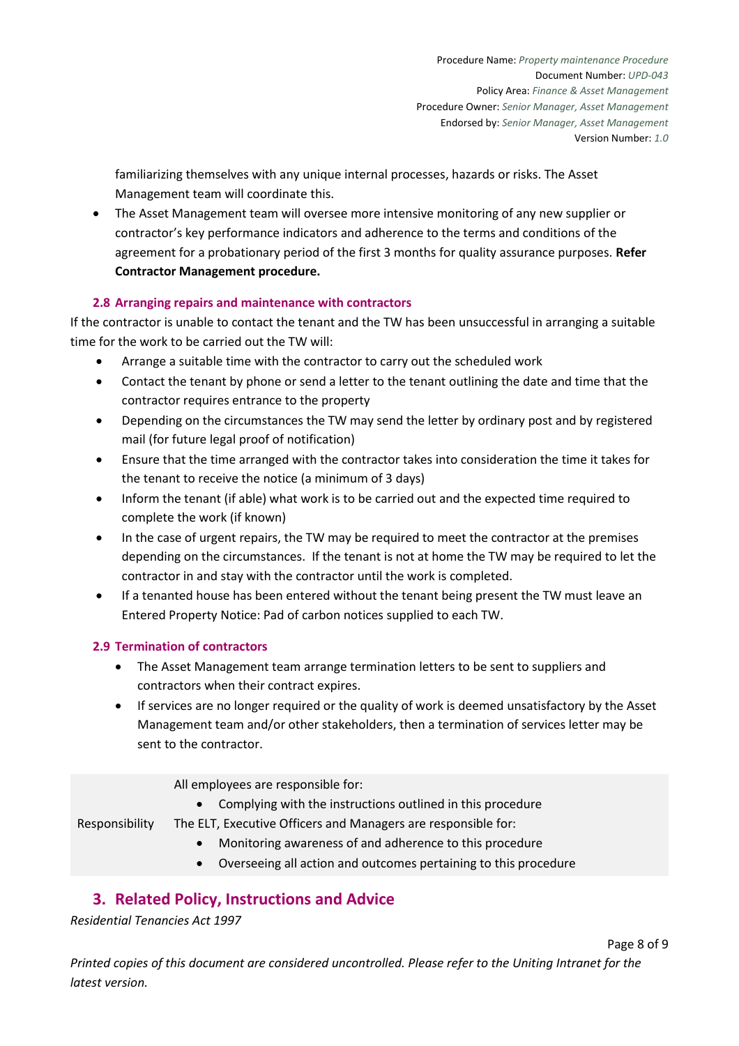familiarizing themselves with any unique internal processes, hazards or risks. The Asset Management team will coordinate this.

- The Asset Management team will oversee more intensive monitoring of any new supplier or contractor's key performance indicators and adherence to the terms and conditions of the agreement for a probationary period of the first 3 months for quality assurance purposes. **Refer Contractor Management procedure.**

### 2.8 Arranging repairs and maintenance with contractors

If the contractor is unable to contact the tenant and the TW has been unsuccessful in arranging a suitable time for the work to be carried out the TW will:

- Arrange a suitable time with the contractor to carry out the scheduled work
- Contact the tenant by phone or send a letter to the tenant outlining the date and time that the contractor requires entrance to the property
- Depending on the circumstances the TW may send the letter by ordinary post and by registered mail (for future legal proof of notification)
- Ensure that the time arranged with the contractor takes into consideration the time it takes for the tenant to receive the notice (a minimum of 3 days)
- Inform the tenant (if able) what work is to be carried out and the expected time required to complete the work (if known)
- In the case of urgent repairs, the TW may be required to meet the contractor at the premises depending on the circumstances. If the tenant is not at home the TW may be required to let the contractor in and stay with the contractor until the work is completed.
- If a tenanted house has been entered without the tenant being present the TW must leave an Entered Property Notice: Pad of carbon notices supplied to each TW.

### 2.9 Termination of contractors

- The Asset Management team arrange termination letters to be sent to suppliers and contractors when their contract expires.
- If services are no longer required or the quality of work is deemed unsatisfactory by the Asset Management team and/or other stakeholders, then a termination of services letter may be sent to the contractor.

| | |
|---|---|
| Responsibility | All employees are responsible for:<br>• Complying with the instructions outlined in this procedure<br>The ELT, Executive Officers and Managers are responsible for:<br>• Monitoring awareness of and adherence to this procedure<br>• Overseeing all action and outcomes pertaining to this procedure |

## 3. Related Policy, Instructions and Advice

*Residential Tenancies Act 1997*

*Printed copies of this document are considered uncontrolled. Please refer to the Uniting Intranet for the latest version.*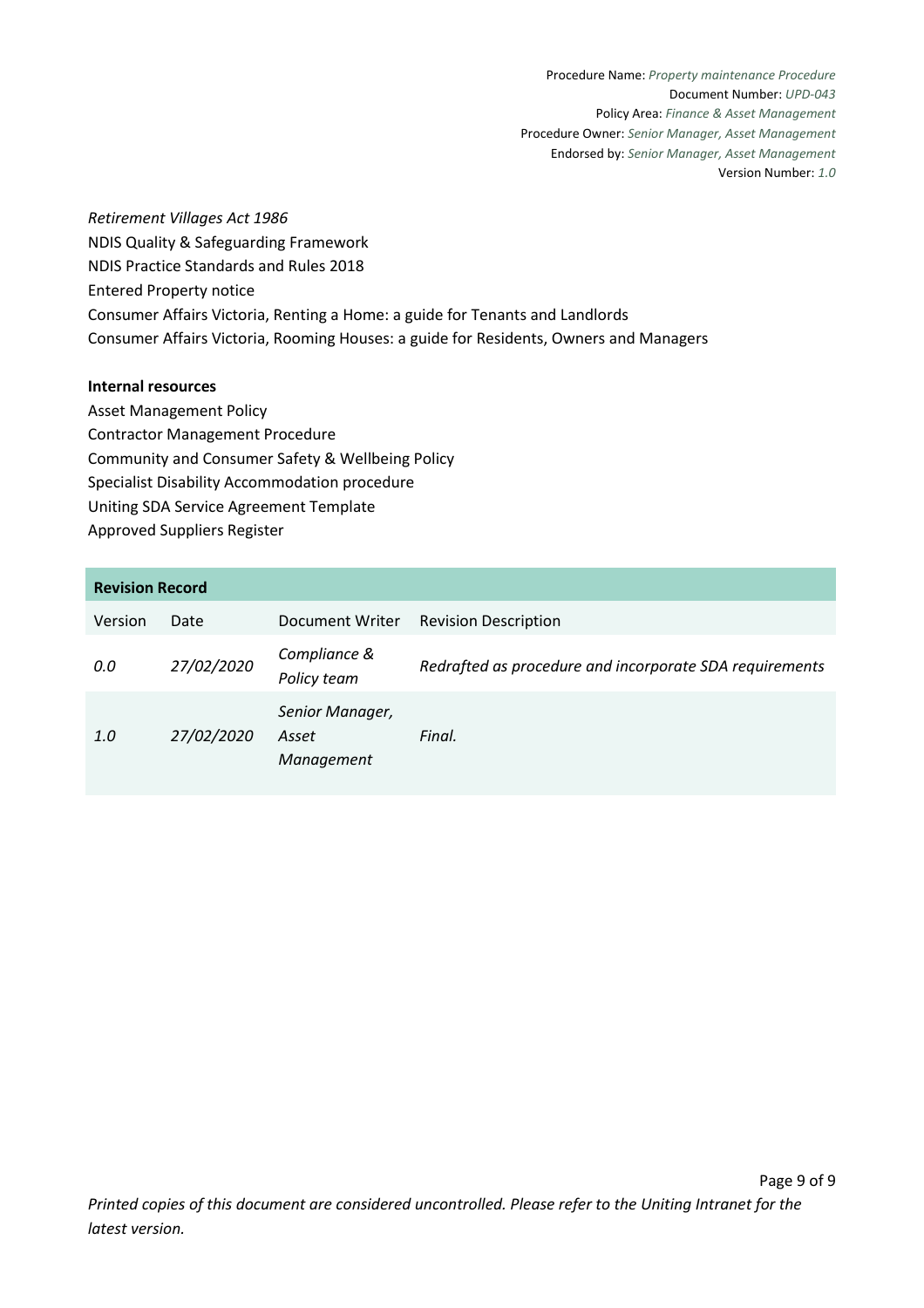*Retirement Villages Act 1986*
NDIS Quality & Safeguarding Framework
NDIS Practice Standards and Rules 2018
Entered Property notice
Consumer Affairs Victoria, Renting a Home: a guide for Tenants and Landlords
Consumer Affairs Victoria, Rooming Houses: a guide for Residents, Owners and Managers

**Internal resources**

Asset Management Policy
Contractor Management Procedure
Community and Consumer Safety & Wellbeing Policy
Specialist Disability Accommodation procedure
Uniting SDA Service Agreement Template
Approved Suppliers Register

| **Revision Record** | | | |
|---|---|---|---|
| Version | Date | Document Writer | Revision Description |
| *0.0* | *27/02/2020* | *Compliance & Policy team* | *Redrafted as procedure and incorporate SDA requirements* |
| *1.0* | *27/02/2020* | *Senior Manager, Asset Management* | *Final.* |